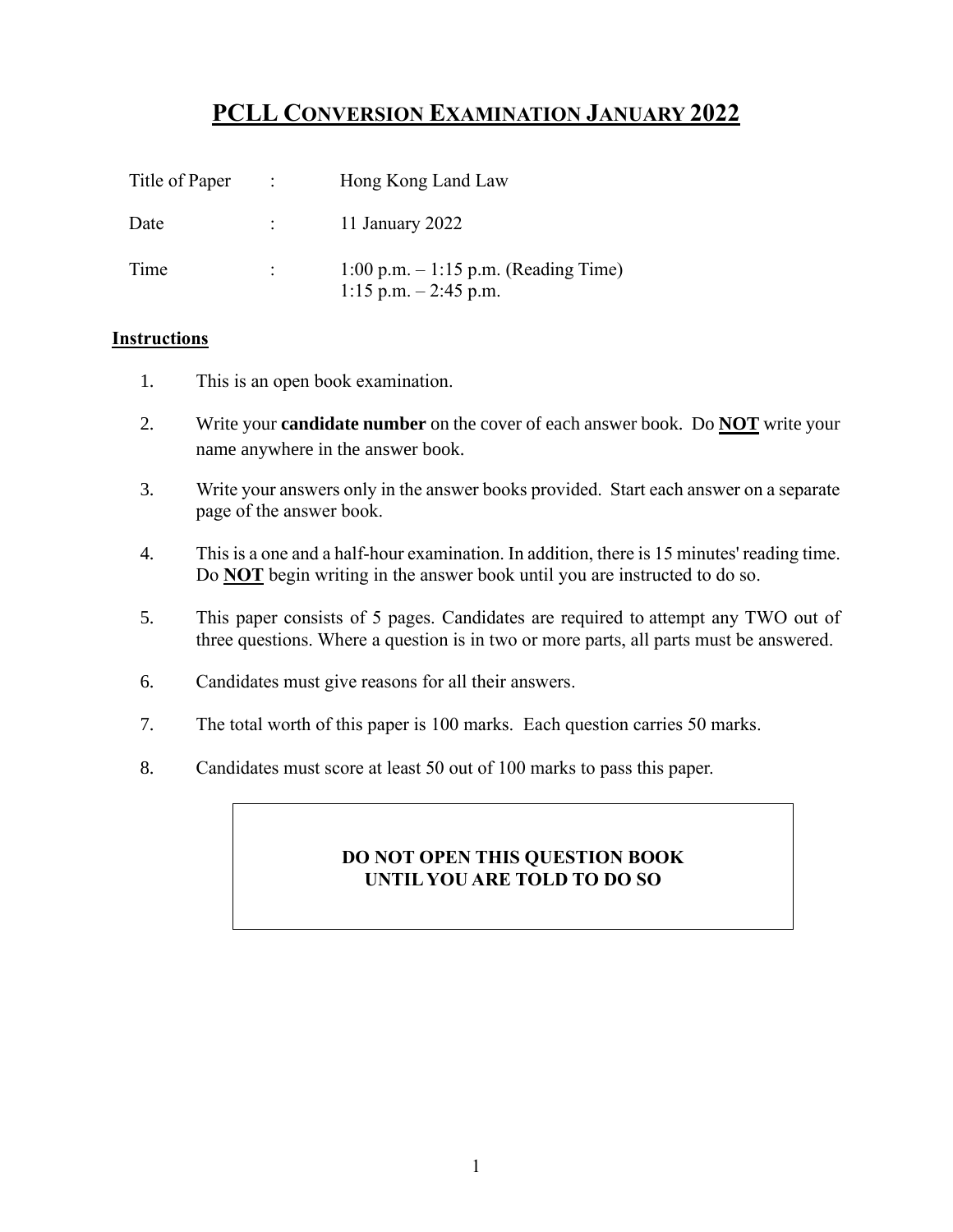# PCLL CONVERSION EXAMINATION JANUARY 2022

| | | |
|---|---|---|
| Title of Paper | : | Hong Kong Land Law |
| Date | : | 11 January 2022 |
| Time | : | 1:00 p.m. – 1:15 p.m. (Reading Time)<br>1:15 p.m. – 2:45 p.m. |

**Instructions**

1. This is an open book examination.
2. Write your **candidate number** on the cover of each answer book. Do **NOT** write your name anywhere in the answer book.
3. Write your answers only in the answer books provided. Start each answer on a separate page of the answer book.
4. This is a one and a half-hour examination. In addition, there is 15 minutes' reading time. Do **NOT** begin writing in the answer book until you are instructed to do so.
5. This paper consists of 5 pages. Candidates are required to attempt any TWO out of three questions. Where a question is in two or more parts, all parts must be answered.
6. Candidates must give reasons for all their answers.
7. The total worth of this paper is 100 marks. Each question carries 50 marks.
8. Candidates must score at least 50 out of 100 marks to pass this paper.

**DO NOT OPEN THIS QUESTION BOOK UNTIL YOU ARE TOLD TO DO SO**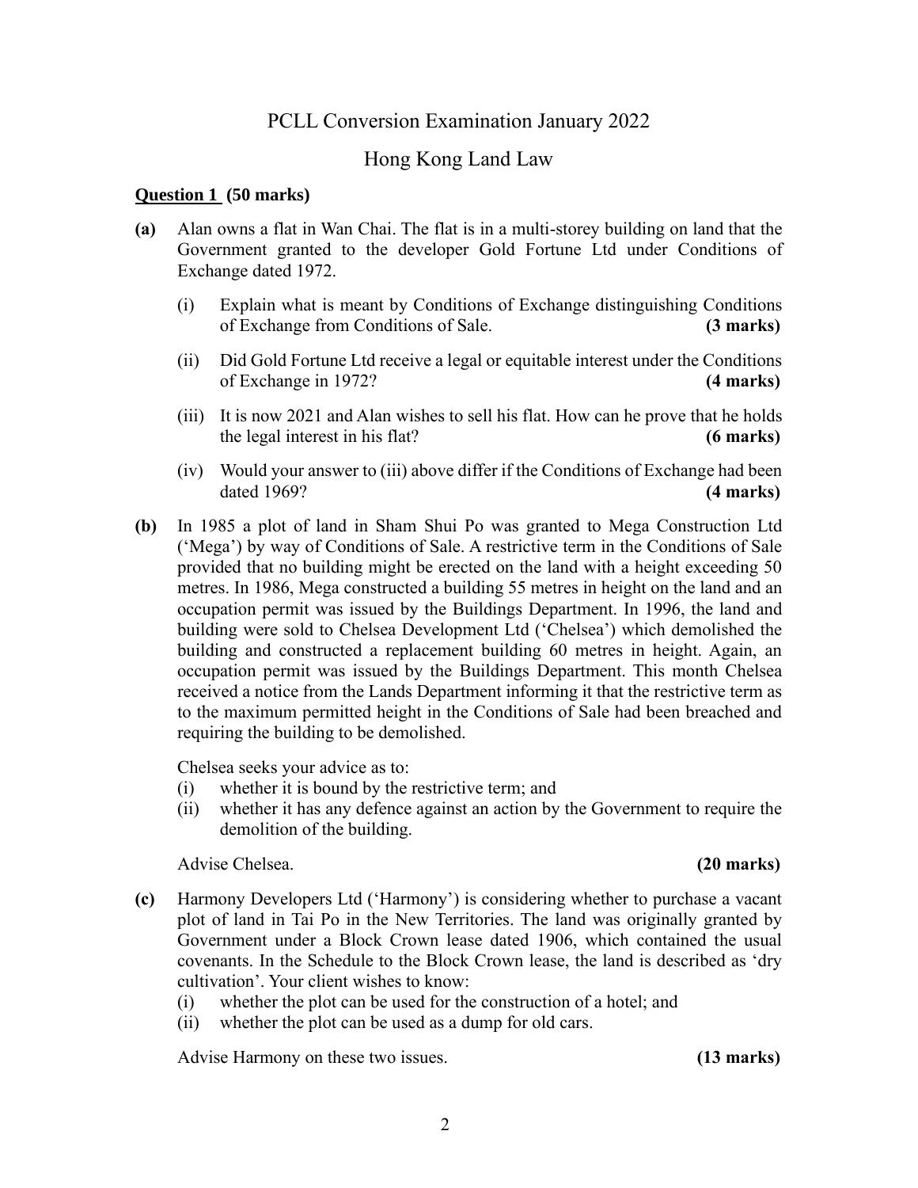# PCLL Conversion Examination January 2022

## Hong Kong Land Law

**Question 1 (50 marks)**

**(a)** Alan owns a flat in Wan Chai. The flat is in a multi-storey building on land that the Government granted to the developer Gold Fortune Ltd under Conditions of Exchange dated 1972.

(i) Explain what is meant by Conditions of Exchange distinguishing Conditions of Exchange from Conditions of Sale. **(3 marks)**

(ii) Did Gold Fortune Ltd receive a legal or equitable interest under the Conditions of Exchange in 1972? **(4 marks)**

(iii) It is now 2021 and Alan wishes to sell his flat. How can he prove that he holds the legal interest in his flat? **(6 marks)**

(iv) Would your answer to (iii) above differ if the Conditions of Exchange had been dated 1969? **(4 marks)**

**(b)** In 1985 a plot of land in Sham Shui Po was granted to Mega Construction Ltd ('Mega') by way of Conditions of Sale. A restrictive term in the Conditions of Sale provided that no building might be erected on the land with a height exceeding 50 metres. In 1986, Mega constructed a building 55 metres in height on the land and an occupation permit was issued by the Buildings Department. In 1996, the land and building were sold to Chelsea Development Ltd ('Chelsea') which demolished the building and constructed a replacement building 60 metres in height. Again, an occupation permit was issued by the Buildings Department. This month Chelsea received a notice from the Lands Department informing it that the restrictive term as to the maximum permitted height in the Conditions of Sale had been breached and requiring the building to be demolished.

Chelsea seeks your advice as to:

(i) whether it is bound by the restrictive term; and

(ii) whether it has any defence against an action by the Government to require the demolition of the building.

Advise Chelsea. **(20 marks)**

**(c)** Harmony Developers Ltd ('Harmony') is considering whether to purchase a vacant plot of land in Tai Po in the New Territories. The land was originally granted by Government under a Block Crown lease dated 1906, which contained the usual covenants. In the Schedule to the Block Crown lease, the land is described as 'dry cultivation'. Your client wishes to know:

(i) whether the plot can be used for the construction of a hotel; and

(ii) whether the plot can be used as a dump for old cars.

Advise Harmony on these two issues. **(13 marks)**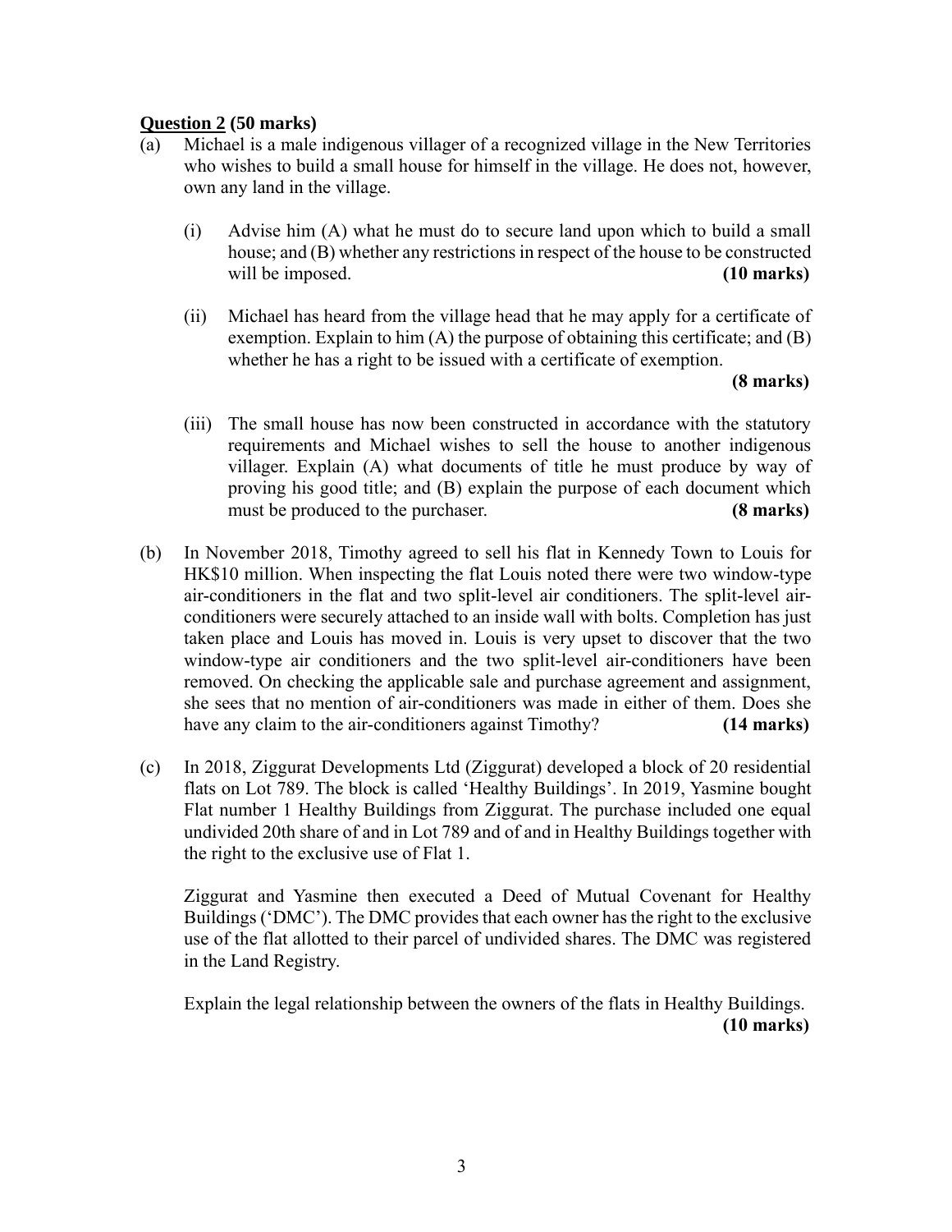**Question 2 (50 marks)**

(a) Michael is a male indigenous villager of a recognized village in the New Territories who wishes to build a small house for himself in the village. He does not, however, own any land in the village.

(i) Advise him (A) what he must do to secure land upon which to build a small house; and (B) whether any restrictions in respect of the house to be constructed will be imposed. **(10 marks)**

(ii) Michael has heard from the village head that he may apply for a certificate of exemption. Explain to him (A) the purpose of obtaining this certificate; and (B) whether he has a right to be issued with a certificate of exemption. **(8 marks)**

(iii) The small house has now been constructed in accordance with the statutory requirements and Michael wishes to sell the house to another indigenous villager. Explain (A) what documents of title he must produce by way of proving his good title; and (B) explain the purpose of each document which must be produced to the purchaser. **(8 marks)**

(b) In November 2018, Timothy agreed to sell his flat in Kennedy Town to Louis for HK$10 million. When inspecting the flat Louis noted there were two window-type air-conditioners in the flat and two split-level air conditioners. The split-level air-conditioners were securely attached to an inside wall with bolts. Completion has just taken place and Louis has moved in. Louis is very upset to discover that the two window-type air conditioners and the two split-level air-conditioners have been removed. On checking the applicable sale and purchase agreement and assignment, she sees that no mention of air-conditioners was made in either of them. Does she have any claim to the air-conditioners against Timothy? **(14 marks)**

(c) In 2018, Ziggurat Developments Ltd (Ziggurat) developed a block of 20 residential flats on Lot 789. The block is called 'Healthy Buildings'. In 2019, Yasmine bought Flat number 1 Healthy Buildings from Ziggurat. The purchase included one equal undivided 20th share of and in Lot 789 and of and in Healthy Buildings together with the right to the exclusive use of Flat 1.

Ziggurat and Yasmine then executed a Deed of Mutual Covenant for Healthy Buildings ('DMC'). The DMC provides that each owner has the right to the exclusive use of the flat allotted to their parcel of undivided shares. The DMC was registered in the Land Registry.

Explain the legal relationship between the owners of the flats in Healthy Buildings. **(10 marks)**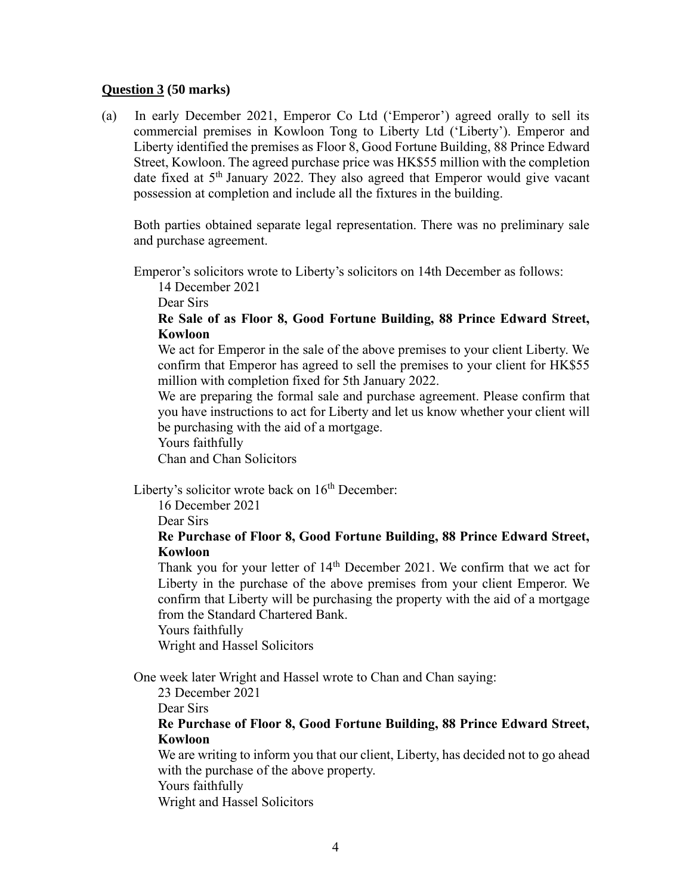**<u>Question 3</u> (50 marks)**

(a) In early December 2021, Emperor Co Ltd ('Emperor') agreed orally to sell its commercial premises in Kowloon Tong to Liberty Ltd ('Liberty'). Emperor and Liberty identified the premises as Floor 8, Good Fortune Building, 88 Prince Edward Street, Kowloon. The agreed purchase price was HK$55 million with the completion date fixed at 5th January 2022. They also agreed that Emperor would give vacant possession at completion and include all the fixtures in the building.

Both parties obtained separate legal representation. There was no preliminary sale and purchase agreement.

Emperor's solicitors wrote to Liberty's solicitors on 14th December as follows:

> 14 December 2021
>
> Dear Sirs
>
> **Re Sale of as Floor 8, Good Fortune Building, 88 Prince Edward Street, Kowloon**
>
> We act for Emperor in the sale of the above premises to your client Liberty. We confirm that Emperor has agreed to sell the premises to your client for HK$55 million with completion fixed for 5th January 2022.
>
> We are preparing the formal sale and purchase agreement. Please confirm that you have instructions to act for Liberty and let us know whether your client will be purchasing with the aid of a mortgage.
>
> Yours faithfully
>
> Chan and Chan Solicitors

Liberty's solicitor wrote back on 16th December:

> 16 December 2021
>
> Dear Sirs
>
> **Re Purchase of Floor 8, Good Fortune Building, 88 Prince Edward Street, Kowloon**
>
> Thank you for your letter of 14th December 2021. We confirm that we act for Liberty in the purchase of the above premises from your client Emperor. We confirm that Liberty will be purchasing the property with the aid of a mortgage from the Standard Chartered Bank.
>
> Yours faithfully
>
> Wright and Hassel Solicitors

One week later Wright and Hassel wrote to Chan and Chan saying:

> 23 December 2021
>
> Dear Sirs
>
> **Re Purchase of Floor 8, Good Fortune Building, 88 Prince Edward Street, Kowloon**
>
> We are writing to inform you that our client, Liberty, has decided not to go ahead with the purchase of the above property.
>
> Yours faithfully
>
> Wright and Hassel Solicitors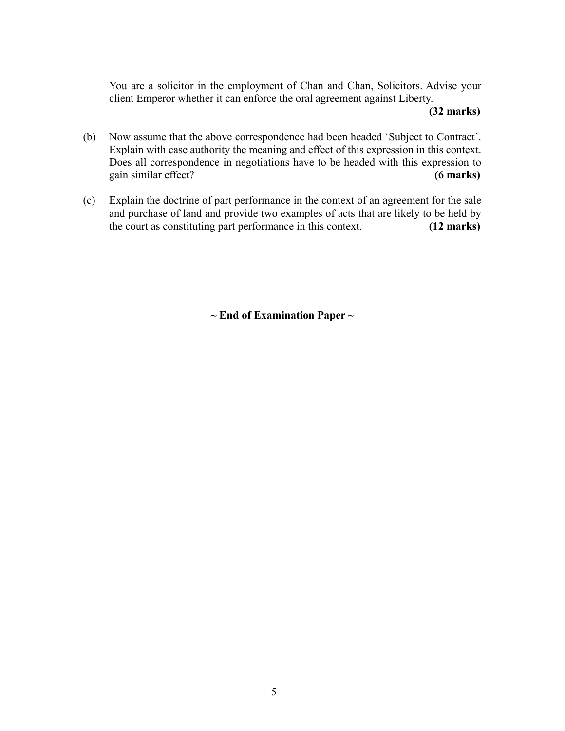You are a solicitor in the employment of Chan and Chan, Solicitors. Advise your client Emperor whether it can enforce the oral agreement against Liberty.

**(32 marks)**

(b) Now assume that the above correspondence had been headed 'Subject to Contract'. Explain with case authority the meaning and effect of this expression in this context. Does all correspondence in negotiations have to be headed with this expression to gain similar effect? **(6 marks)**

(c) Explain the doctrine of part performance in the context of an agreement for the sale and purchase of land and provide two examples of acts that are likely to be held by the court as constituting part performance in this context. **(12 marks)**

**~ End of Examination Paper ~**